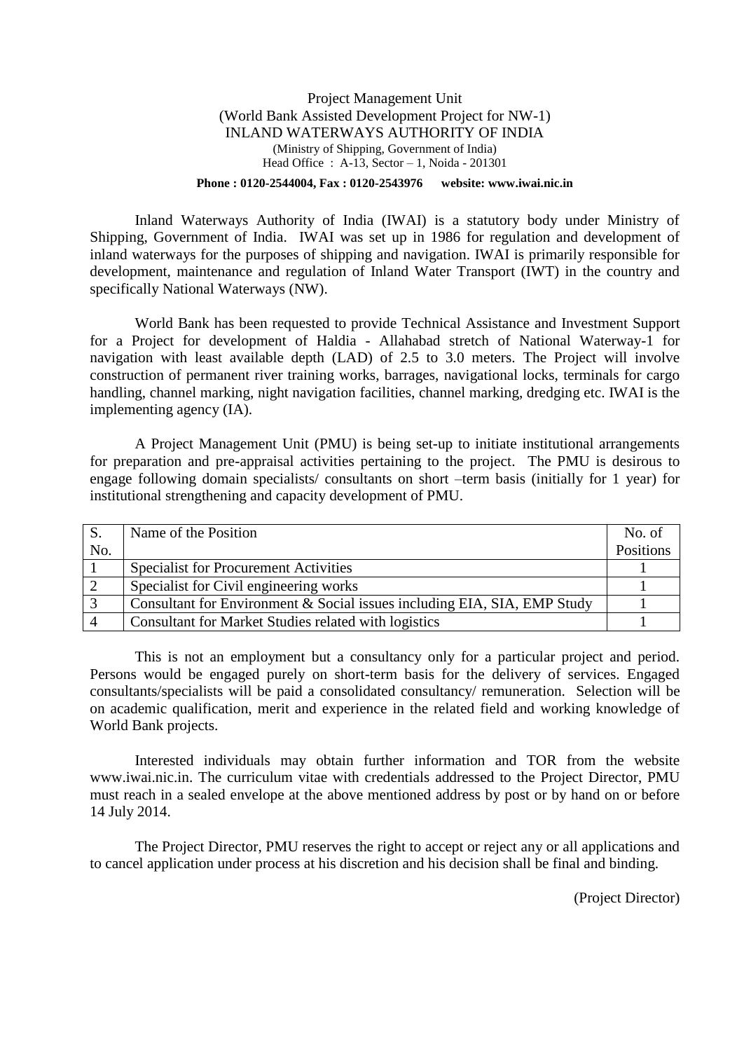Project Management Unit
(World Bank Assisted Development Project for NW-1)
INLAND WATERWAYS AUTHORITY OF INDIA
(Ministry of Shipping, Government of India)
Head Office : A-13, Sector – 1, Noida - 201301

**Phone : 0120-2544004, Fax : 0120-2543976 website: www.iwai.nic.in**

Inland Waterways Authority of India (IWAI) is a statutory body under Ministry of Shipping, Government of India. IWAI was set up in 1986 for regulation and development of inland waterways for the purposes of shipping and navigation. IWAI is primarily responsible for development, maintenance and regulation of Inland Water Transport (IWT) in the country and specifically National Waterways (NW).

World Bank has been requested to provide Technical Assistance and Investment Support for a Project for development of Haldia - Allahabad stretch of National Waterway-1 for navigation with least available depth (LAD) of 2.5 to 3.0 meters. The Project will involve construction of permanent river training works, barrages, navigational locks, terminals for cargo handling, channel marking, night navigation facilities, channel marking, dredging etc. IWAI is the implementing agency (IA).

A Project Management Unit (PMU) is being set-up to initiate institutional arrangements for preparation and pre-appraisal activities pertaining to the project. The PMU is desirous to engage following domain specialists/ consultants on short –term basis (initially for 1 year) for institutional strengthening and capacity development of PMU.

| S. No. | Name of the Position | No. of Positions |
|---|---|---|
| 1 | Specialist for Procurement Activities | 1 |
| 2 | Specialist for Civil engineering works | 1 |
| 3 | Consultant for Environment & Social issues including EIA, SIA, EMP Study | 1 |
| 4 | Consultant for Market Studies related with logistics | 1 |

This is not an employment but a consultancy only for a particular project and period. Persons would be engaged purely on short-term basis for the delivery of services. Engaged consultants/specialists will be paid a consolidated consultancy/ remuneration. Selection will be on academic qualification, merit and experience in the related field and working knowledge of World Bank projects.

Interested individuals may obtain further information and TOR from the website www.iwai.nic.in. The curriculum vitae with credentials addressed to the Project Director, PMU must reach in a sealed envelope at the above mentioned address by post or by hand on or before 14 July 2014.

The Project Director, PMU reserves the right to accept or reject any or all applications and to cancel application under process at his discretion and his decision shall be final and binding.

(Project Director)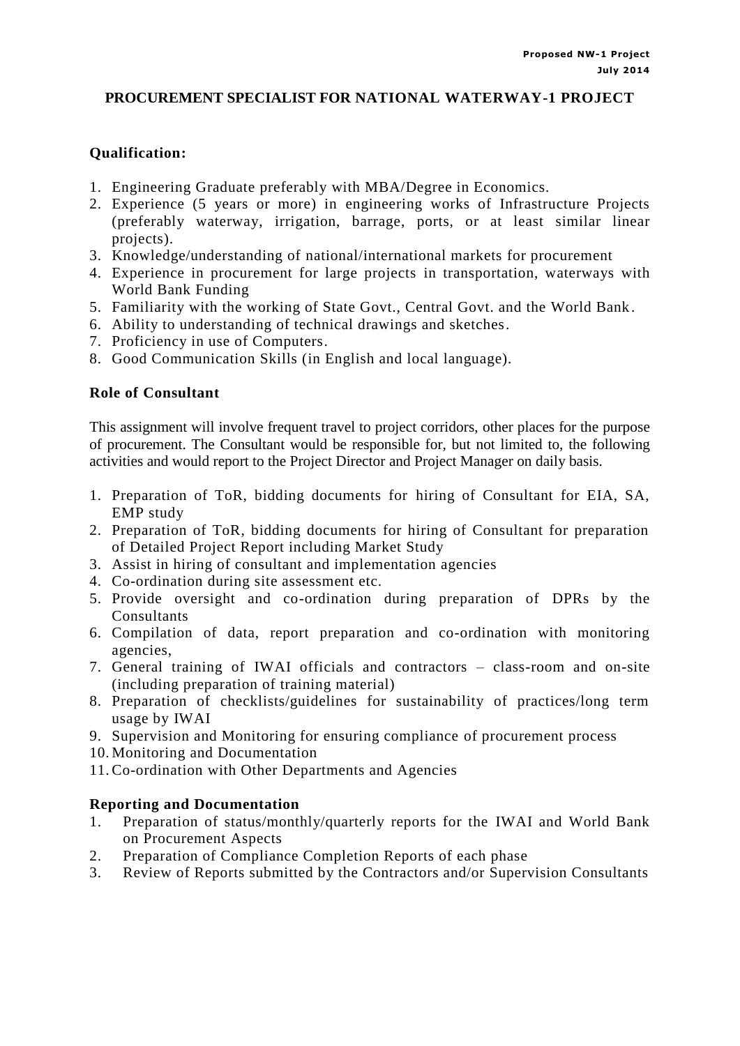# PROCUREMENT SPECIALIST FOR NATIONAL WATERWAY-1 PROJECT

### Qualification:

1. Engineering Graduate preferably with MBA/Degree in Economics.
2. Experience (5 years or more) in engineering works of Infrastructure Projects (preferably waterway, irrigation, barrage, ports, or at least similar linear projects).
3. Knowledge/understanding of national/international markets for procurement
4. Experience in procurement for large projects in transportation, waterways with World Bank Funding
5. Familiarity with the working of State Govt., Central Govt. and the World Bank.
6. Ability to understanding of technical drawings and sketches.
7. Proficiency in use of Computers.
8. Good Communication Skills (in English and local language).

### Role of Consultant

This assignment will involve frequent travel to project corridors, other places for the purpose of procurement. The Consultant would be responsible for, but not limited to, the following activities and would report to the Project Director and Project Manager on daily basis.

1. Preparation of ToR, bidding documents for hiring of Consultant for EIA, SA, EMP study
2. Preparation of ToR, bidding documents for hiring of Consultant for preparation of Detailed Project Report including Market Study
3. Assist in hiring of consultant and implementation agencies
4. Co-ordination during site assessment etc.
5. Provide oversight and co-ordination during preparation of DPRs by the Consultants
6. Compilation of data, report preparation and co-ordination with monitoring agencies,
7. General training of IWAI officials and contractors – class-room and on-site (including preparation of training material)
8. Preparation of checklists/guidelines for sustainability of practices/long term usage by IWAI
9. Supervision and Monitoring for ensuring compliance of procurement process
10. Monitoring and Documentation
11. Co-ordination with Other Departments and Agencies

### Reporting and Documentation

1. Preparation of status/monthly/quarterly reports for the IWAI and World Bank on Procurement Aspects
2. Preparation of Compliance Completion Reports of each phase
3. Review of Reports submitted by the Contractors and/or Supervision Consultants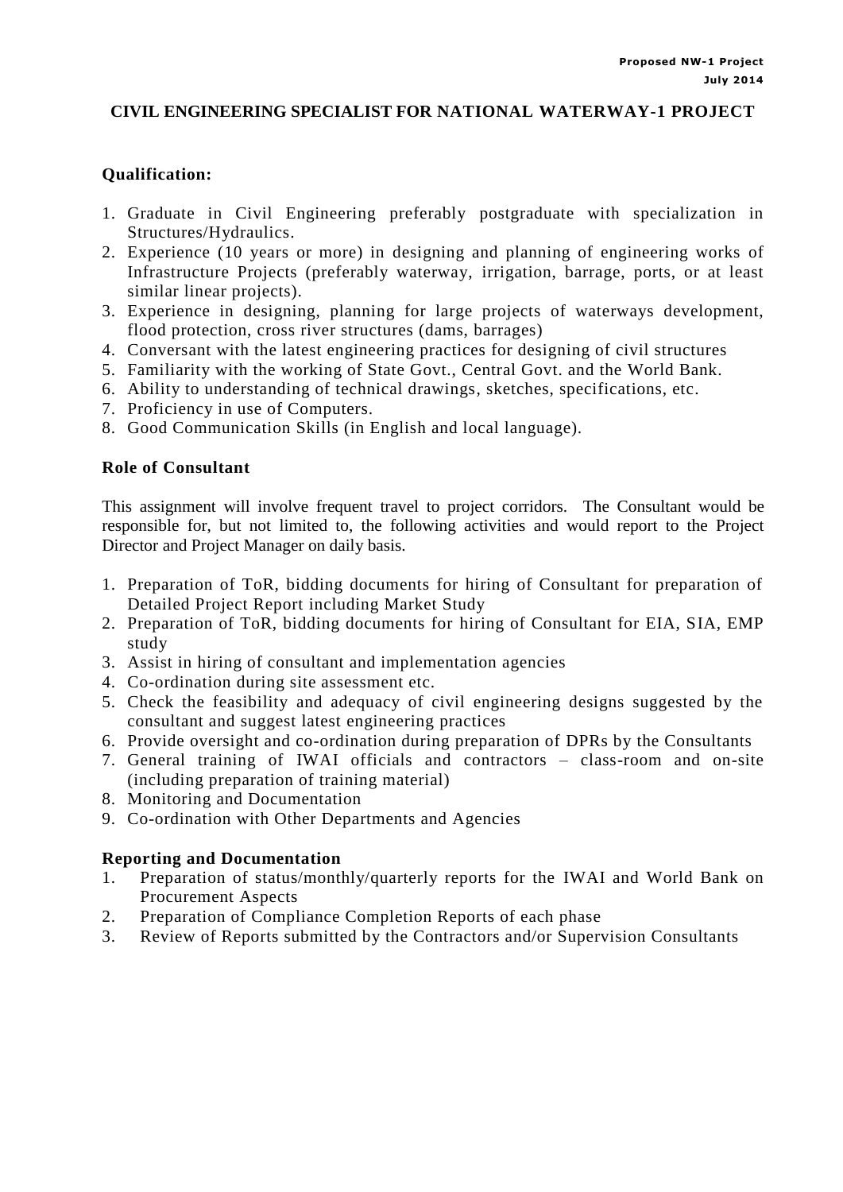## CIVIL ENGINEERING SPECIALIST FOR NATIONAL WATERWAY-1 PROJECT

### Qualification:

1. Graduate in Civil Engineering preferably postgraduate with specialization in Structures/Hydraulics.
2. Experience (10 years or more) in designing and planning of engineering works of Infrastructure Projects (preferably waterway, irrigation, barrage, ports, or at least similar linear projects).
3. Experience in designing, planning for large projects of waterways development, flood protection, cross river structures (dams, barrages)
4. Conversant with the latest engineering practices for designing of civil structures
5. Familiarity with the working of State Govt., Central Govt. and the World Bank.
6. Ability to understanding of technical drawings, sketches, specifications, etc.
7. Proficiency in use of Computers.
8. Good Communication Skills (in English and local language).

### Role of Consultant

This assignment will involve frequent travel to project corridors. The Consultant would be responsible for, but not limited to, the following activities and would report to the Project Director and Project Manager on daily basis.

1. Preparation of ToR, bidding documents for hiring of Consultant for preparation of Detailed Project Report including Market Study
2. Preparation of ToR, bidding documents for hiring of Consultant for EIA, SIA, EMP study
3. Assist in hiring of consultant and implementation agencies
4. Co-ordination during site assessment etc.
5. Check the feasibility and adequacy of civil engineering designs suggested by the consultant and suggest latest engineering practices
6. Provide oversight and co-ordination during preparation of DPRs by the Consultants
7. General training of IWAI officials and contractors – class-room and on-site (including preparation of training material)
8. Monitoring and Documentation
9. Co-ordination with Other Departments and Agencies

### Reporting and Documentation

1. Preparation of status/monthly/quarterly reports for the IWAI and World Bank on Procurement Aspects
2. Preparation of Compliance Completion Reports of each phase
3. Review of Reports submitted by the Contractors and/or Supervision Consultants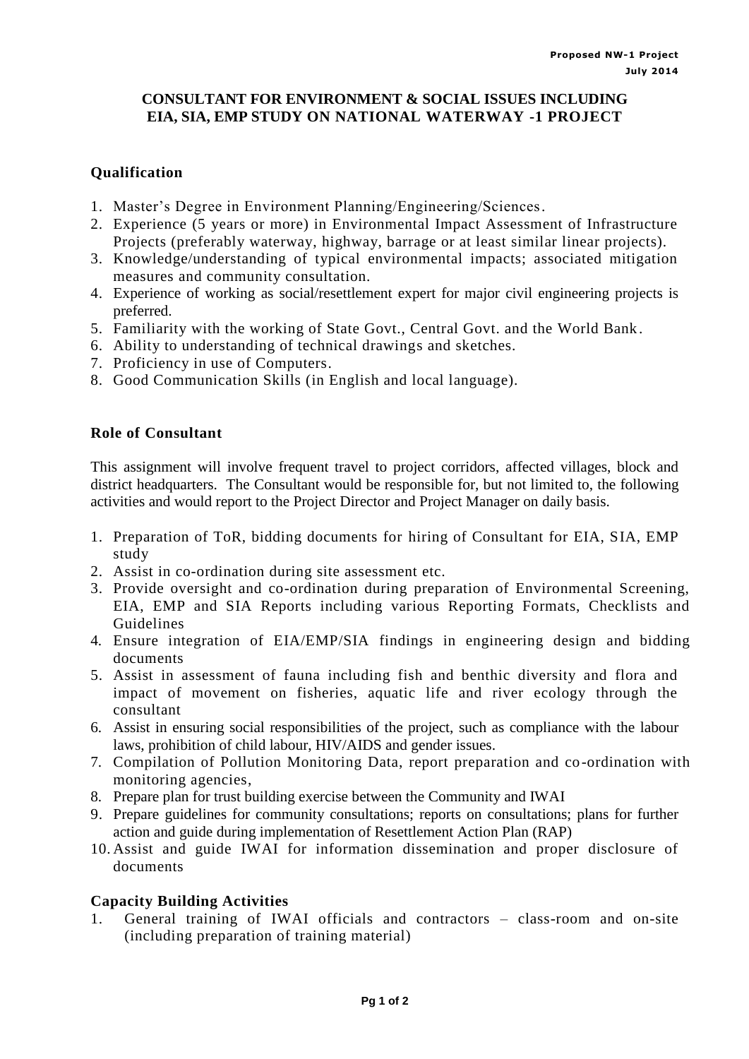# CONSULTANT FOR ENVIRONMENT & SOCIAL ISSUES INCLUDING EIA, SIA, EMP STUDY ON NATIONAL WATERWAY -1 PROJECT

## Qualification

1. Master's Degree in Environment Planning/Engineering/Sciences.
2. Experience (5 years or more) in Environmental Impact Assessment of Infrastructure Projects (preferably waterway, highway, barrage or at least similar linear projects).
3. Knowledge/understanding of typical environmental impacts; associated mitigation measures and community consultation.
4. Experience of working as social/resettlement expert for major civil engineering projects is preferred.
5. Familiarity with the working of State Govt., Central Govt. and the World Bank.
6. Ability to understanding of technical drawings and sketches.
7. Proficiency in use of Computers.
8. Good Communication Skills (in English and local language).

## Role of Consultant

This assignment will involve frequent travel to project corridors, affected villages, block and district headquarters. The Consultant would be responsible for, but not limited to, the following activities and would report to the Project Director and Project Manager on daily basis.

1. Preparation of ToR, bidding documents for hiring of Consultant for EIA, SIA, EMP study
2. Assist in co-ordination during site assessment etc.
3. Provide oversight and co-ordination during preparation of Environmental Screening, EIA, EMP and SIA Reports including various Reporting Formats, Checklists and Guidelines
4. Ensure integration of EIA/EMP/SIA findings in engineering design and bidding documents
5. Assist in assessment of fauna including fish and benthic diversity and flora and impact of movement on fisheries, aquatic life and river ecology through the consultant
6. Assist in ensuring social responsibilities of the project, such as compliance with the labour laws, prohibition of child labour, HIV/AIDS and gender issues.
7. Compilation of Pollution Monitoring Data, report preparation and co-ordination with monitoring agencies,
8. Prepare plan for trust building exercise between the Community and IWAI
9. Prepare guidelines for community consultations; reports on consultations; plans for further action and guide during implementation of Resettlement Action Plan (RAP)
10. Assist and guide IWAI for information dissemination and proper disclosure of documents

## Capacity Building Activities

1. General training of IWAI officials and contractors – class-room and on-site (including preparation of training material)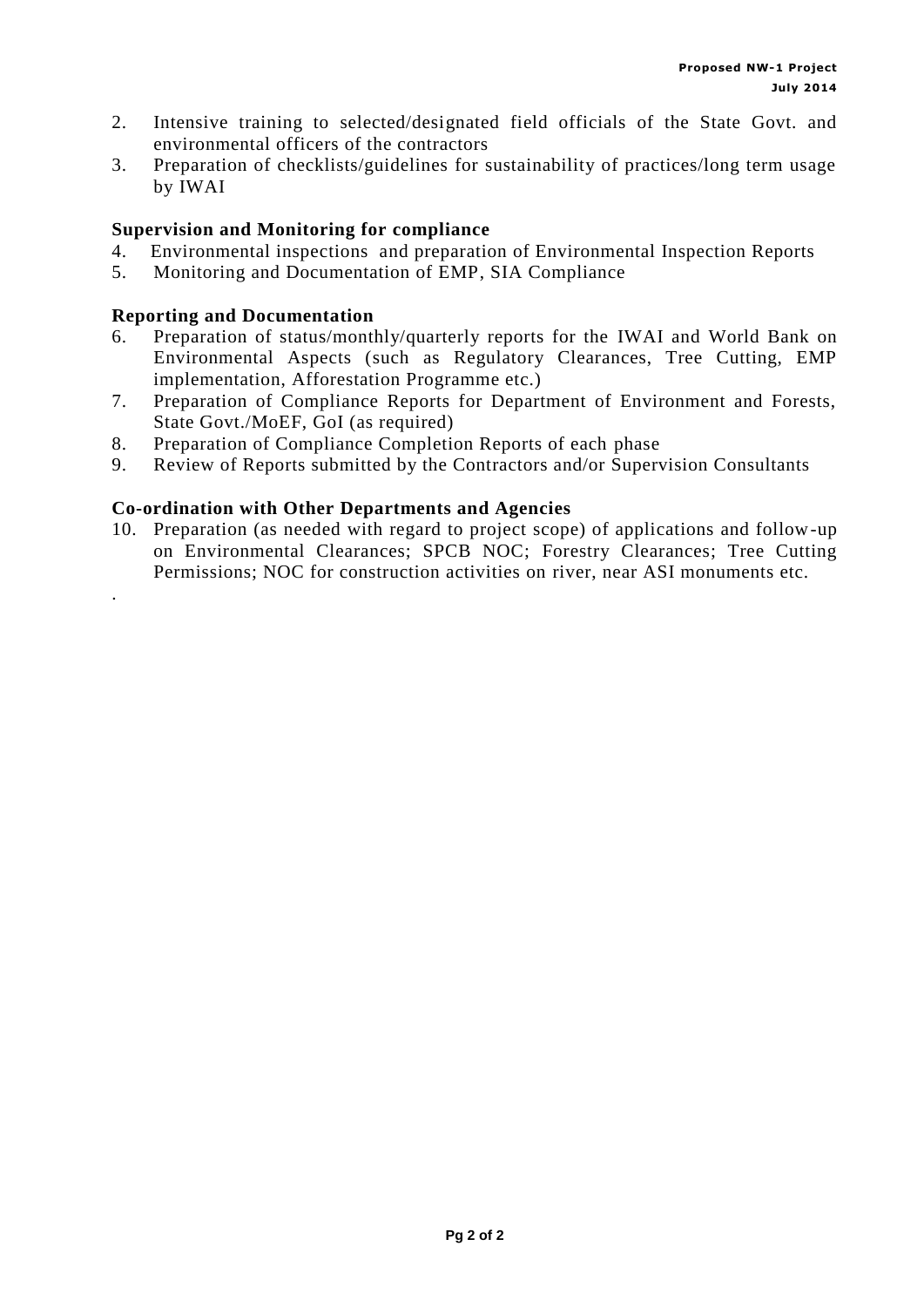2. Intensive training to selected/designated field officials of the State Govt. and environmental officers of the contractors
3. Preparation of checklists/guidelines for sustainability of practices/long term usage by IWAI

**Supervision and Monitoring for compliance**

4. Environmental inspections and preparation of Environmental Inspection Reports
5. Monitoring and Documentation of EMP, SIA Compliance

**Reporting and Documentation**

6. Preparation of status/monthly/quarterly reports for the IWAI and World Bank on Environmental Aspects (such as Regulatory Clearances, Tree Cutting, EMP implementation, Afforestation Programme etc.)
7. Preparation of Compliance Reports for Department of Environment and Forests, State Govt./MoEF, GoI (as required)
8. Preparation of Compliance Completion Reports of each phase
9. Review of Reports submitted by the Contractors and/or Supervision Consultants

**Co-ordination with Other Departments and Agencies**

10. Preparation (as needed with regard to project scope) of applications and follow-up on Environmental Clearances; SPCB NOC; Forestry Clearances; Tree Cutting Permissions; NOC for construction activities on river, near ASI monuments etc.

.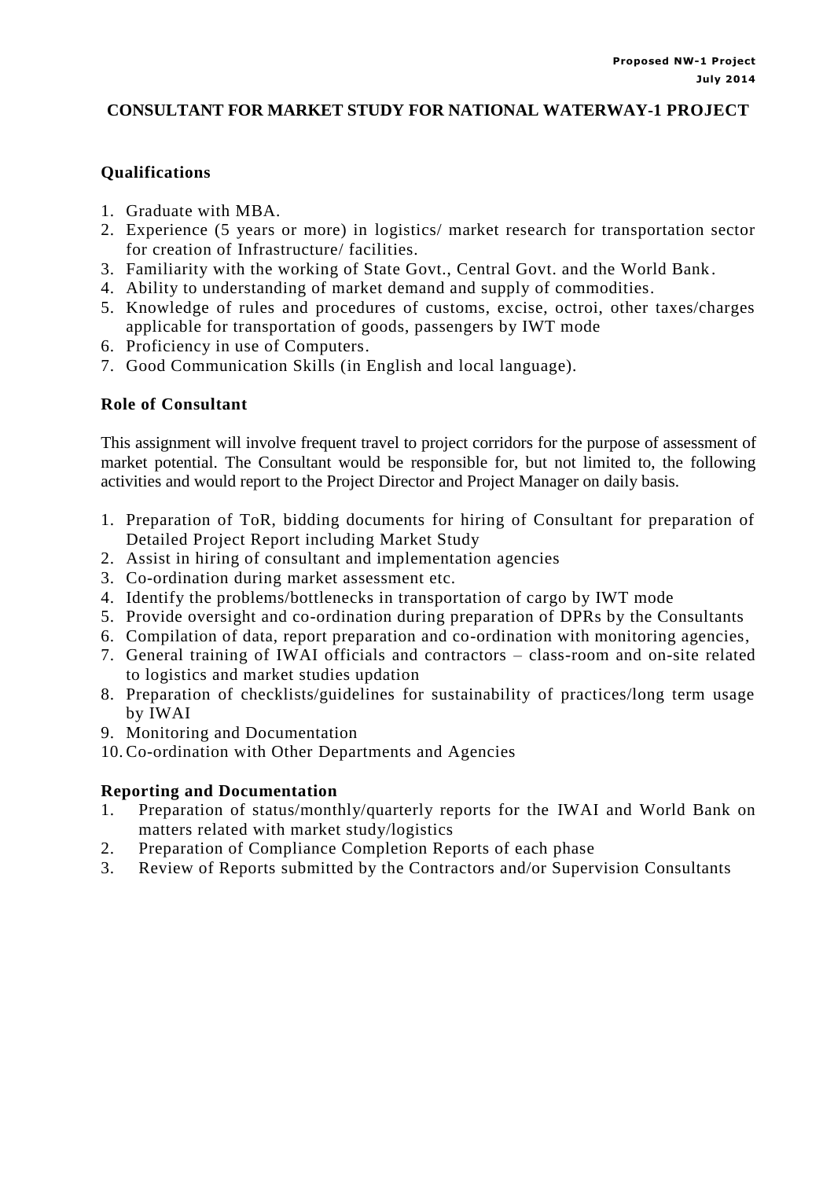# CONSULTANT FOR MARKET STUDY FOR NATIONAL WATERWAY-1 PROJECT

## Qualifications

1. Graduate with MBA.
2. Experience (5 years or more) in logistics/ market research for transportation sector for creation of Infrastructure/ facilities.
3. Familiarity with the working of State Govt., Central Govt. and the World Bank.
4. Ability to understanding of market demand and supply of commodities.
5. Knowledge of rules and procedures of customs, excise, octroi, other taxes/charges applicable for transportation of goods, passengers by IWT mode
6. Proficiency in use of Computers.
7. Good Communication Skills (in English and local language).

## Role of Consultant

This assignment will involve frequent travel to project corridors for the purpose of assessment of market potential. The Consultant would be responsible for, but not limited to, the following activities and would report to the Project Director and Project Manager on daily basis.

1. Preparation of ToR, bidding documents for hiring of Consultant for preparation of Detailed Project Report including Market Study
2. Assist in hiring of consultant and implementation agencies
3. Co-ordination during market assessment etc.
4. Identify the problems/bottlenecks in transportation of cargo by IWT mode
5. Provide oversight and co-ordination during preparation of DPRs by the Consultants
6. Compilation of data, report preparation and co-ordination with monitoring agencies,
7. General training of IWAI officials and contractors – class-room and on-site related to logistics and market studies updation
8. Preparation of checklists/guidelines for sustainability of practices/long term usage by IWAI
9. Monitoring and Documentation
10. Co-ordination with Other Departments and Agencies

## Reporting and Documentation

1. Preparation of status/monthly/quarterly reports for the IWAI and World Bank on matters related with market study/logistics
2. Preparation of Compliance Completion Reports of each phase
3. Review of Reports submitted by the Contractors and/or Supervision Consultants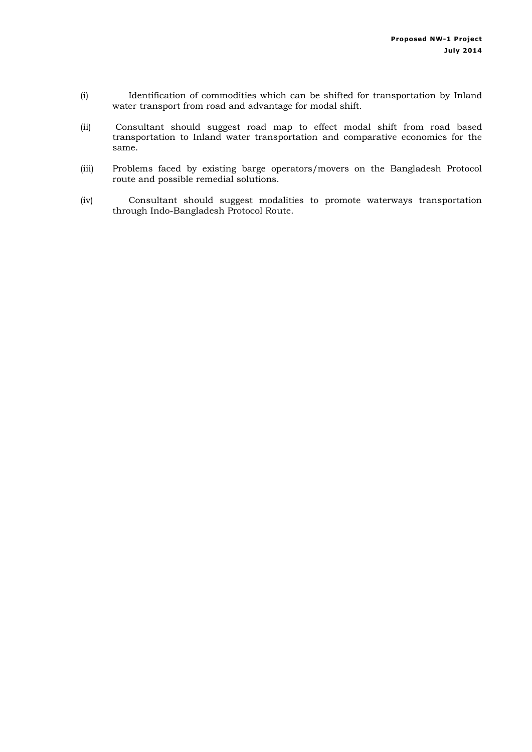(i) Identification of commodities which can be shifted for transportation by Inland water transport from road and advantage for modal shift.

(ii) Consultant should suggest road map to effect modal shift from road based transportation to Inland water transportation and comparative economics for the same.

(iii) Problems faced by existing barge operators/movers on the Bangladesh Protocol route and possible remedial solutions.

(iv) Consultant should suggest modalities to promote waterways transportation through Indo-Bangladesh Protocol Route.